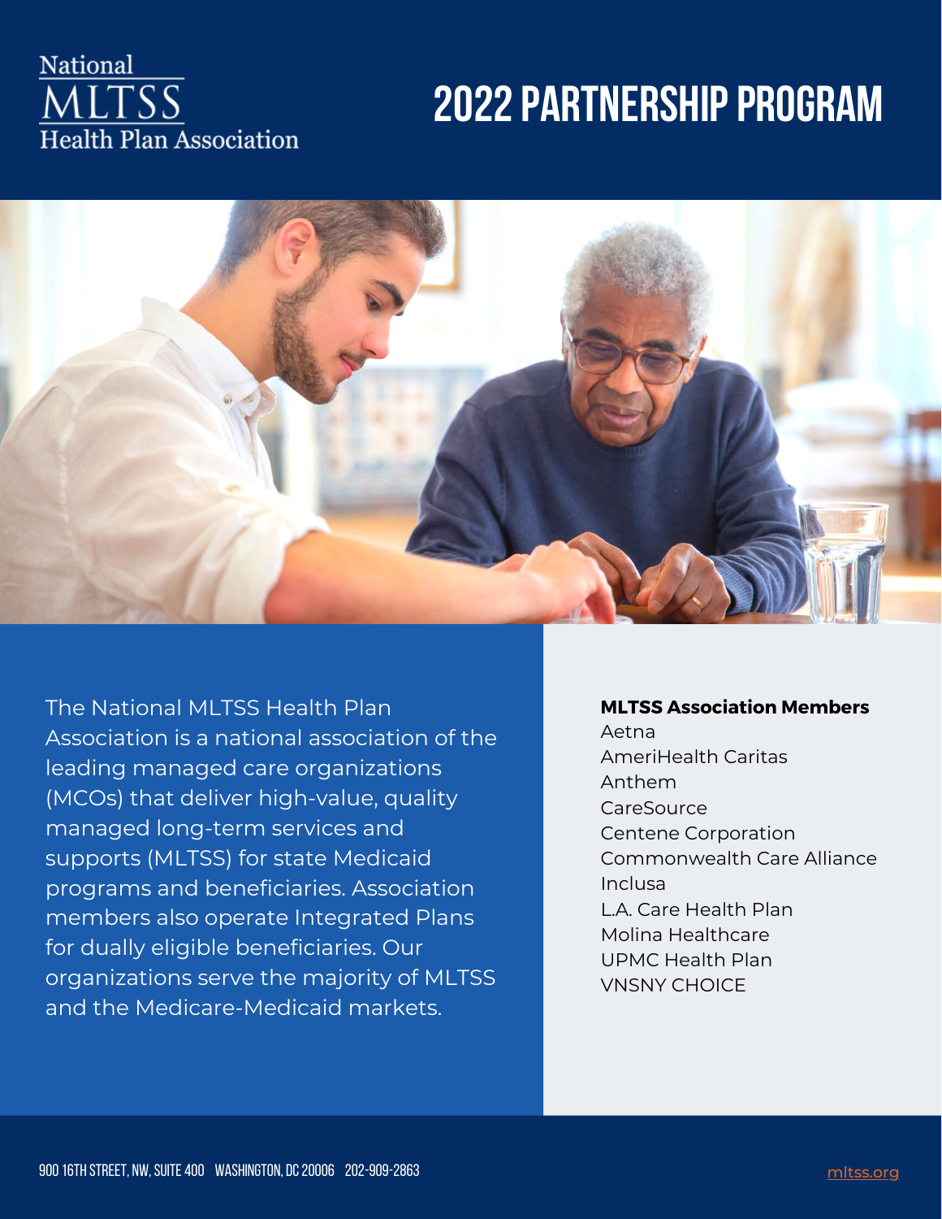National
MLTSS
Health Plan Association

# 2022 PARTNERSHIP PROGRAM

The National MLTSS Health Plan Association is a national association of the leading managed care organizations (MCOs) that deliver high-value, quality managed long-term services and supports (MLTSS) for state Medicaid programs and beneficiaries. Association members also operate Integrated Plans for dually eligible beneficiaries. Our organizations serve the majority of MLTSS and the Medicare-Medicaid markets.

**MLTSS Association Members**

Aetna
AmeriHealth Caritas
Anthem
CareSource
Centene Corporation
Commonwealth Care Alliance
Inclusa
L.A. Care Health Plan
Molina Healthcare
UPMC Health Plan
VNSNY CHOICE

900 16TH STREET, NW, SUITE 400 WASHINGTON, DC 20006 202-909-2863

mltss.org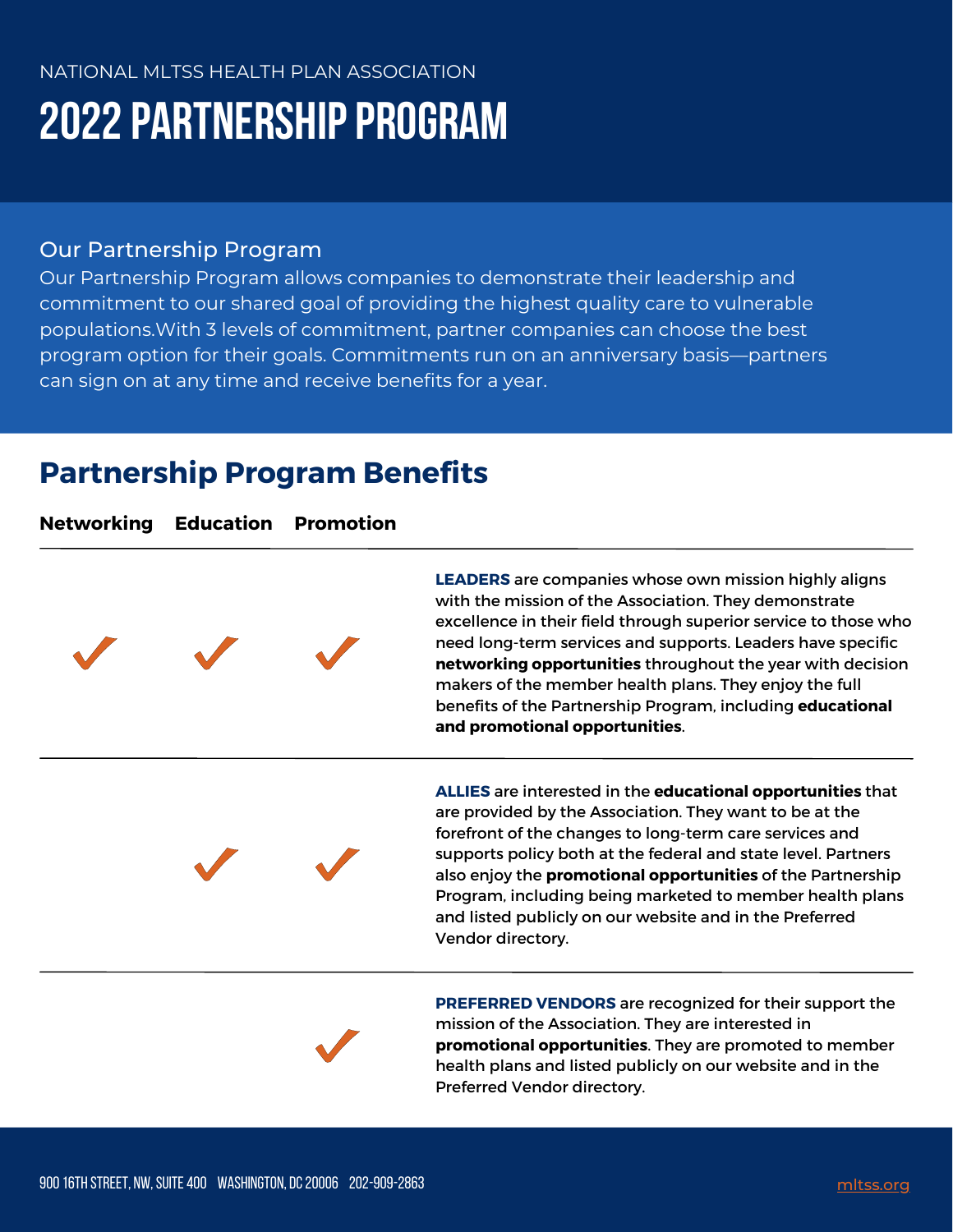NATIONAL MLTSS HEALTH PLAN ASSOCIATION

# 2022 PARTNERSHIP PROGRAM

## Our Partnership Program

Our Partnership Program allows companies to demonstrate their leadership and commitment to our shared goal of providing the highest quality care to vulnerable populations.With 3 levels of commitment, partner companies can choose the best program option for their goals. Commitments run on an anniversary basis—partners can sign on at any time and receive benefits for a year.

## Partnership Program Benefits

| Networking | Education | Promotion | |
|---|---|---|---|
| ✓ | ✓ | ✓ | **LEADERS** are companies whose own mission highly aligns with the mission of the Association. They demonstrate excellence in their field through superior service to those who need long-term services and supports. Leaders have specific **networking opportunities** throughout the year with decision makers of the member health plans. They enjoy the full benefits of the Partnership Program, including **educational and promotional opportunities**. |
| | ✓ | ✓ | **ALLIES** are interested in the **educational opportunities** that are provided by the Association. They want to be at the forefront of the changes to long-term care services and supports policy both at the federal and state level. Partners also enjoy the **promotional opportunities** of the Partnership Program, including being marketed to member health plans and listed publicly on our website and in the Preferred Vendor directory. |
| | | ✓ | **PREFERRED VENDORS** are recognized for their support the mission of the Association. They are interested in **promotional opportunities**. They are promoted to member health plans and listed publicly on our website and in the Preferred Vendor directory. |

900 16TH STREET, NW, SUITE 400 WASHINGTON, DC 20006 202-909-2863

mltss.org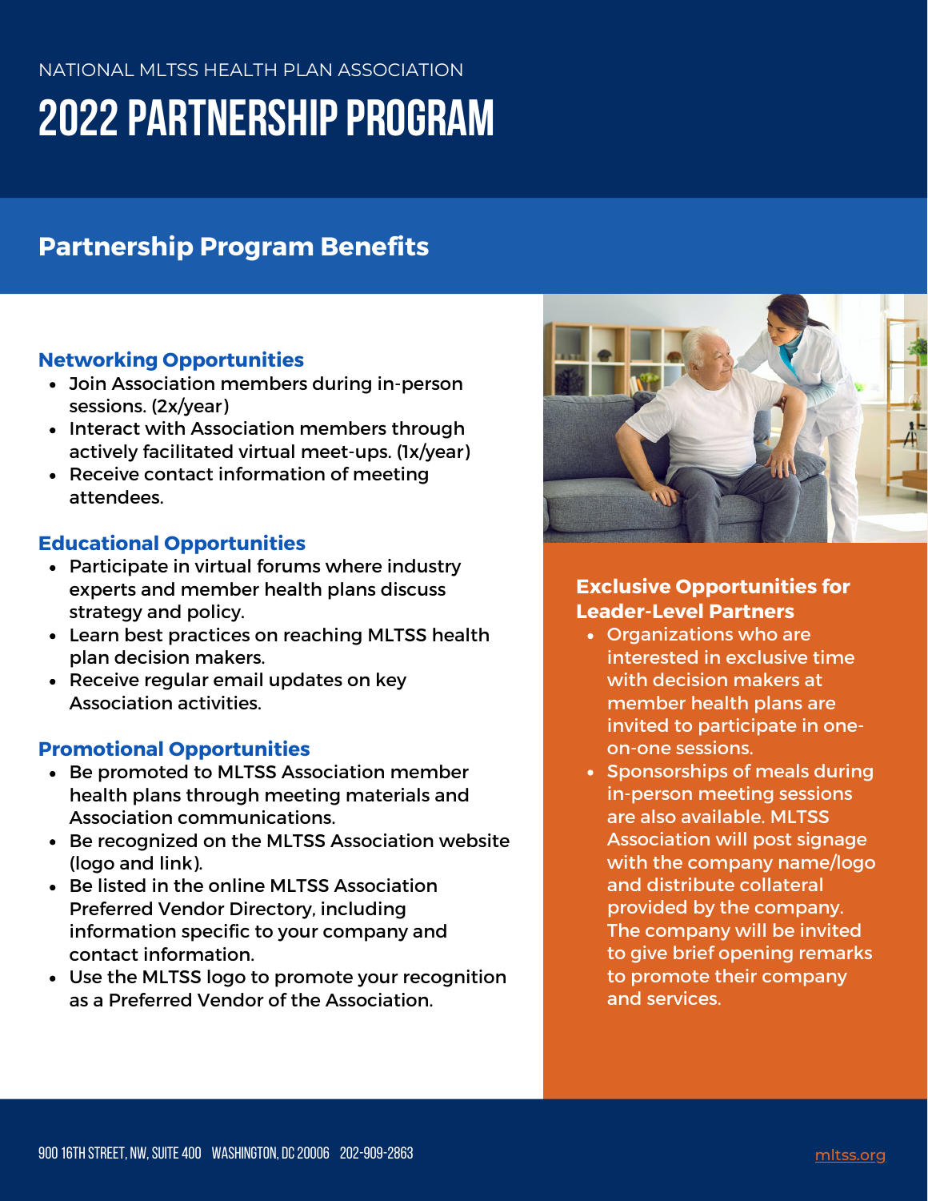NATIONAL MLTSS HEALTH PLAN ASSOCIATION

# 2022 PARTNERSHIP PROGRAM

## Partnership Program Benefits

### Networking Opportunities

- Join Association members during in-person sessions. (2x/year)
- Interact with Association members through actively facilitated virtual meet-ups. (1x/year)
- Receive contact information of meeting attendees.

### Educational Opportunities

- Participate in virtual forums where industry experts and member health plans discuss strategy and policy.
- Learn best practices on reaching MLTSS health plan decision makers.
- Receive regular email updates on key Association activities.

### Promotional Opportunities

- Be promoted to MLTSS Association member health plans through meeting materials and Association communications.
- Be recognized on the MLTSS Association website (logo and link).
- Be listed in the online MLTSS Association Preferred Vendor Directory, including information specific to your company and contact information.
- Use the MLTSS logo to promote your recognition as a Preferred Vendor of the Association.

### Exclusive Opportunities for Leader-Level Partners

- Organizations who are interested in exclusive time with decision makers at member health plans are invited to participate in one-on-one sessions.
- Sponsorships of meals during in-person meeting sessions are also available. MLTSS Association will post signage with the company name/logo and distribute collateral provided by the company. The company will be invited to give brief opening remarks to promote their company and services.

900 16TH STREET, NW, SUITE 400 WASHINGTON, DC 20006 202-909-2863

mltss.org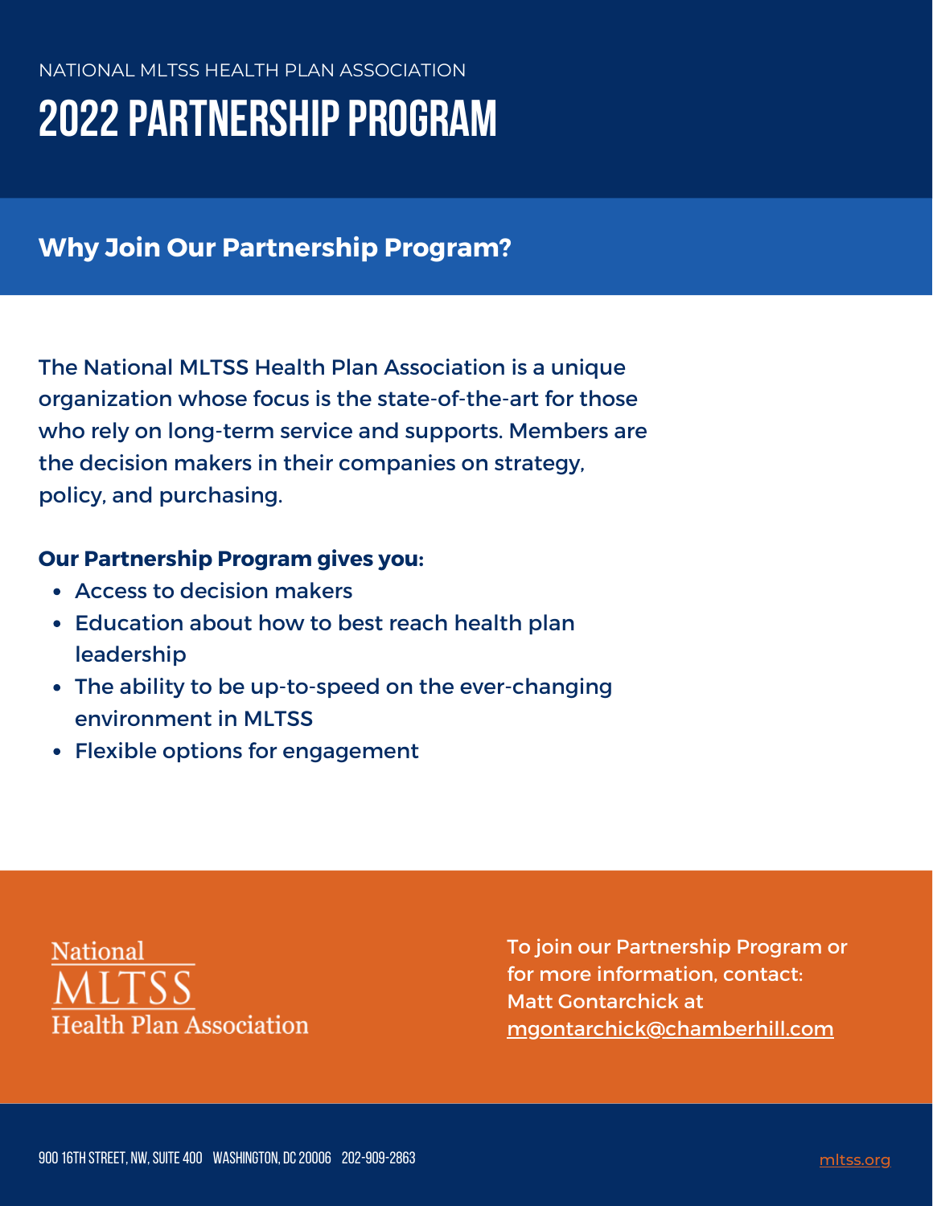NATIONAL MLTSS HEALTH PLAN ASSOCIATION

# 2022 PARTNERSHIP PROGRAM

## Why Join Our Partnership Program?

The National MLTSS Health Plan Association is a unique organization whose focus is the state-of-the-art for those who rely on long-term service and supports. Members are the decision makers in their companies on strategy, policy, and purchasing.

**Our Partnership Program gives you:**

- Access to decision makers
- Education about how to best reach health plan leadership
- The ability to be up-to-speed on the ever-changing environment in MLTSS
- Flexible options for engagement

National MLTSS Health Plan Association

To join our Partnership Program or for more information, contact: Matt Gontarchick at mgontarchick@chamberhill.com

900 16TH STREET, NW, SUITE 400 WASHINGTON, DC 20006 202-909-2863

mltss.org